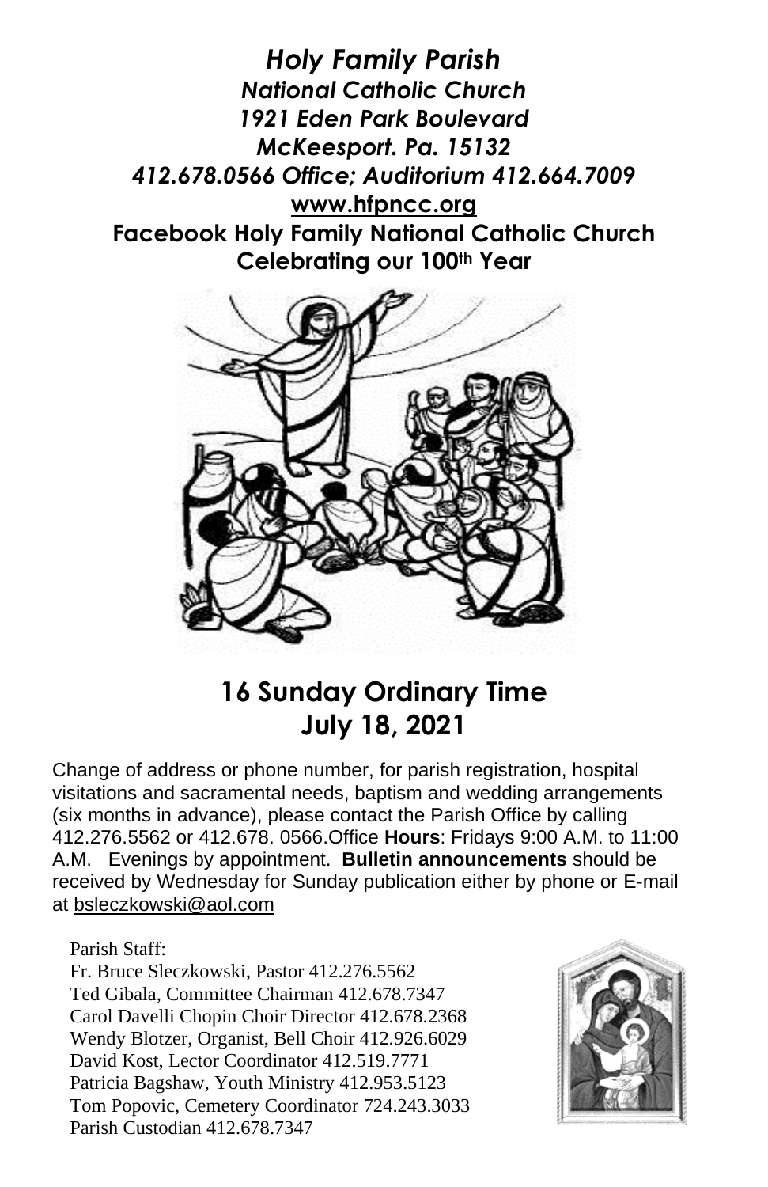***Holy Family Parish***
***National Catholic Church***
***1921 Eden Park Boulevard***
***McKeesport. Pa. 15132***
***412.678.0566 Office; Auditorium 412.664.7009***
**www.hfpncc.org**
**Facebook Holy Family National Catholic Church**
**Celebrating our 100th Year**

# 16 Sunday Ordinary Time
# July 18, 2021

Change of address or phone number, for parish registration, hospital visitations and sacramental needs, baptism and wedding arrangements (six months in advance), please contact the Parish Office by calling 412.276.5562 or 412.678. 0566.Office **Hours**: Fridays 9:00 A.M. to 11:00 A.M. Evenings by appointment. **Bulletin announcements** should be received by Wednesday for Sunday publication either by phone or E-mail at bsleczkowski@aol.com

Parish Staff:
Fr. Bruce Sleczkowski, Pastor 412.276.5562
Ted Gibala, Committee Chairman 412.678.7347
Carol Davelli Chopin Choir Director 412.678.2368
Wendy Blotzer, Organist, Bell Choir 412.926.6029
David Kost, Lector Coordinator 412.519.7771
Patricia Bagshaw, Youth Ministry 412.953.5123
Tom Popovic, Cemetery Coordinator 724.243.3033
Parish Custodian 412.678.7347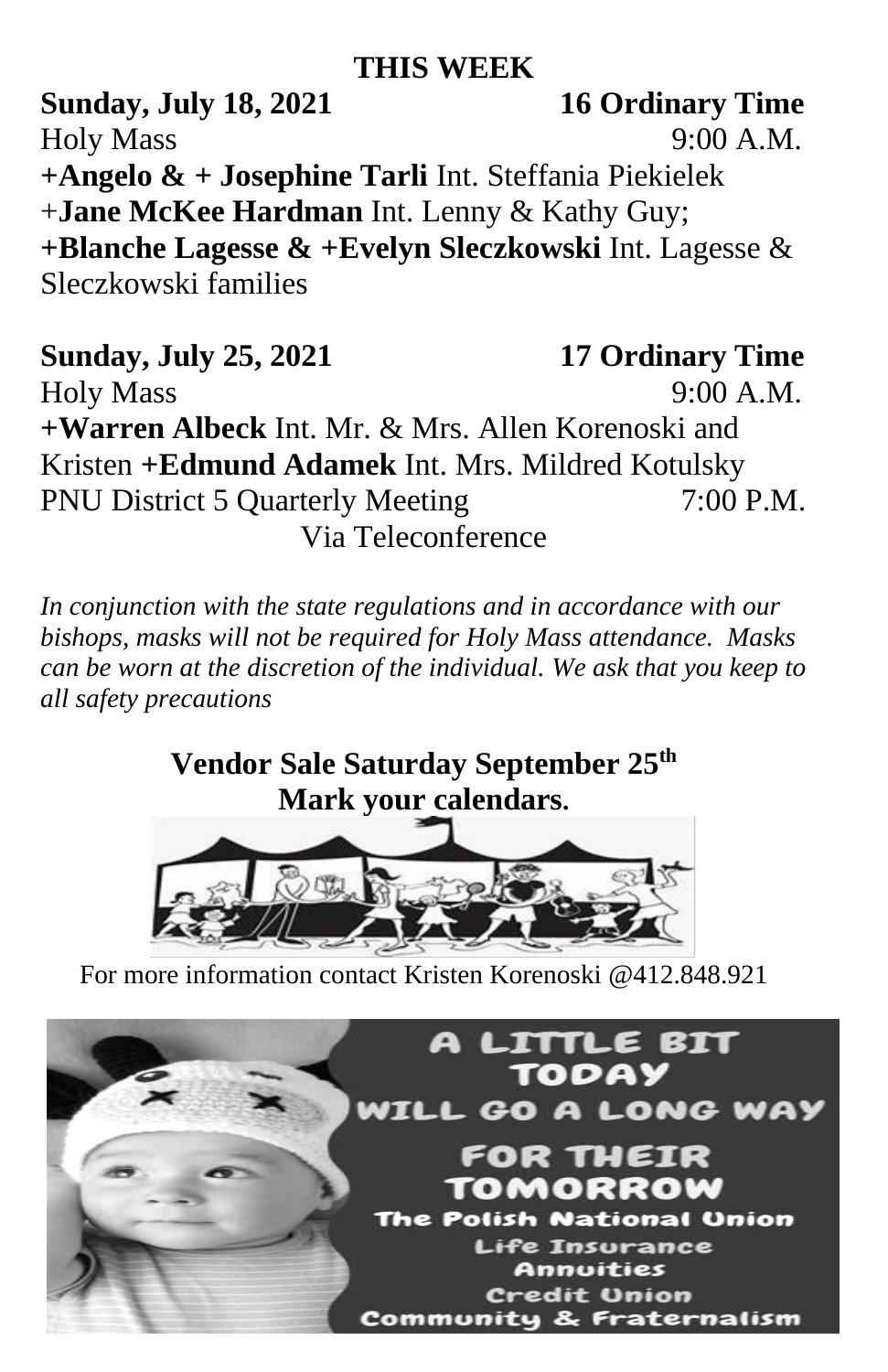## THIS WEEK

**Sunday, July 18, 2021** **16 Ordinary Time**

Holy Mass 9:00 A.M.

**+Angelo & + Josephine Tarli** Int. Steffania Piekielek
+**Jane McKee Hardman** Int. Lenny & Kathy Guy;
**+Blanche Lagesse & +Evelyn Sleczkowski** Int. Lagesse & Sleczkowski families

**Sunday, July 25, 2021** **17 Ordinary Time**

Holy Mass 9:00 A.M.

**+Warren Albeck** Int. Mr. & Mrs. Allen Korenoski and Kristen **+Edmund Adamek** Int. Mrs. Mildred Kotulsky

PNU District 5 Quarterly Meeting 7:00 P.M.
Via Teleconference

*In conjunction with the state regulations and in accordance with our bishops, masks will not be required for Holy Mass attendance. Masks can be worn at the discretion of the individual. We ask that you keep to all safety precautions*

**Vendor Sale Saturday September 25th**
**Mark your calendars.**

For more information contact Kristen Korenoski @412.848.921

A LITTLE BIT TODAY WILL GO A LONG WAY FOR THEIR TOMORROW

The Polish National Union
Life Insurance
Annuities
Credit Union
Community & Fraternalism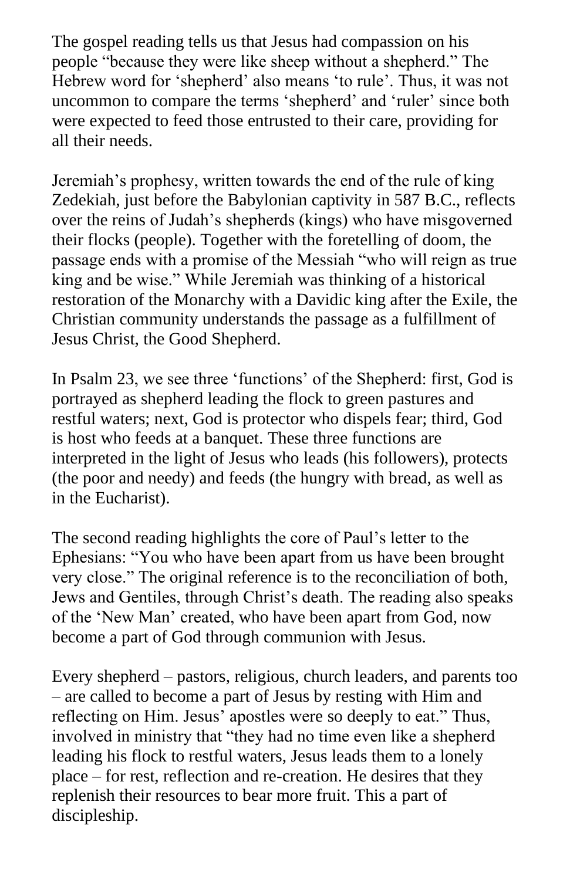The gospel reading tells us that Jesus had compassion on his people "because they were like sheep without a shepherd." The Hebrew word for 'shepherd' also means 'to rule'. Thus, it was not uncommon to compare the terms 'shepherd' and 'ruler' since both were expected to feed those entrusted to their care, providing for all their needs.

Jeremiah's prophesy, written towards the end of the rule of king Zedekiah, just before the Babylonian captivity in 587 B.C., reflects over the reins of Judah's shepherds (kings) who have misgoverned their flocks (people). Together with the foretelling of doom, the passage ends with a promise of the Messiah "who will reign as true king and be wise." While Jeremiah was thinking of a historical restoration of the Monarchy with a Davidic king after the Exile, the Christian community understands the passage as a fulfillment of Jesus Christ, the Good Shepherd.

In Psalm 23, we see three 'functions' of the Shepherd: first, God is portrayed as shepherd leading the flock to green pastures and restful waters; next, God is protector who dispels fear; third, God is host who feeds at a banquet. These three functions are interpreted in the light of Jesus who leads (his followers), protects (the poor and needy) and feeds (the hungry with bread, as well as in the Eucharist).

The second reading highlights the core of Paul's letter to the Ephesians: "You who have been apart from us have been brought very close." The original reference is to the reconciliation of both, Jews and Gentiles, through Christ's death. The reading also speaks of the 'New Man' created, who have been apart from God, now become a part of God through communion with Jesus.

Every shepherd – pastors, religious, church leaders, and parents too – are called to become a part of Jesus by resting with Him and reflecting on Him. Jesus' apostles were so deeply to eat." Thus, involved in ministry that "they had no time even like a shepherd leading his flock to restful waters, Jesus leads them to a lonely place – for rest, reflection and re-creation. He desires that they replenish their resources to bear more fruit. This a part of discipleship.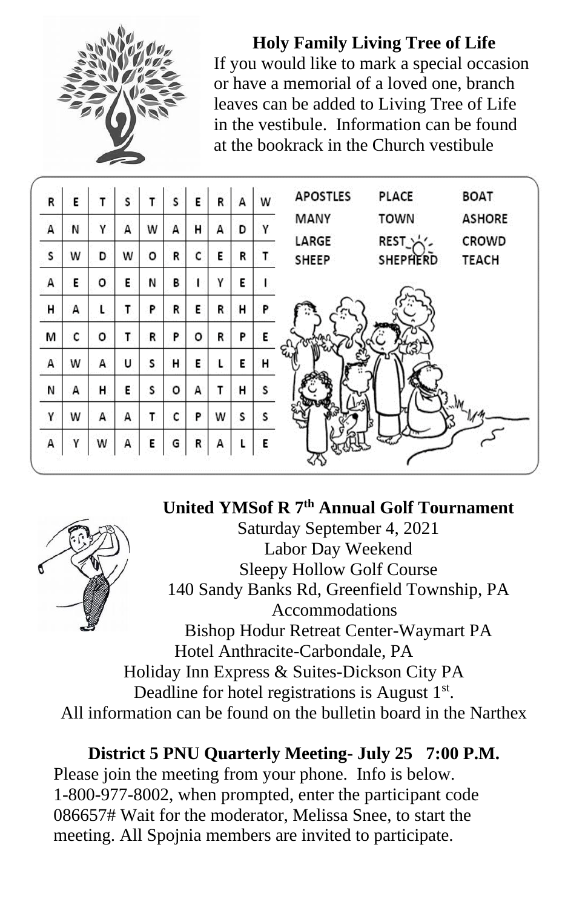**Holy Family Living Tree of Life**

If you would like to mark a special occasion or have a memorial of a loved one, branch leaves can be added to Living Tree of Life in the vestibule. Information can be found at the bookrack in the Church vestibule

| | | | | | | | | | |
|---|---|---|---|---|---|---|---|---|---|
| R | E | T | S | T | S | E | R | A | W |
| A | N | Y | A | W | A | H | A | D | Y |
| S | W | D | W | O | R | C | E | R | T |
| A | E | O | E | N | B | I | Y | E | I |
| H | A | L | T | P | R | E | R | H | P |
| M | C | O | T | R | P | O | R | P | E |
| A | W | A | U | S | H | E | L | E | H |
| N | A | H | E | S | O | A | T | H | S |
| Y | W | A | A | T | C | P | W | S | S |
| A | Y | W | A | E | G | R | A | L | E |

| | | |
|---|---|---|
| APOSTLES | PLACE | BOAT |
| MANY | TOWN | ASHORE |
| LARGE | REST | CROWD |
| SHEEP | SHEPHERD | TEACH |

**United YMSof R 7th Annual Golf Tournament**

Saturday September 4, 2021
Labor Day Weekend
Sleepy Hollow Golf Course
140 Sandy Banks Rd, Greenfield Township, PA
Accommodations
Bishop Hodur Retreat Center-Waymart PA
Hotel Anthracite-Carbondale, PA
Holiday Inn Express & Suites-Dickson City PA
Deadline for hotel registrations is August 1st.
All information can be found on the bulletin board in the Narthex

**District 5 PNU Quarterly Meeting- July 25 7:00 P.M.**

Please join the meeting from your phone. Info is below. 1-800-977-8002, when prompted, enter the participant code 086657# Wait for the moderator, Melissa Snee, to start the meeting. All Spojnia members are invited to participate.